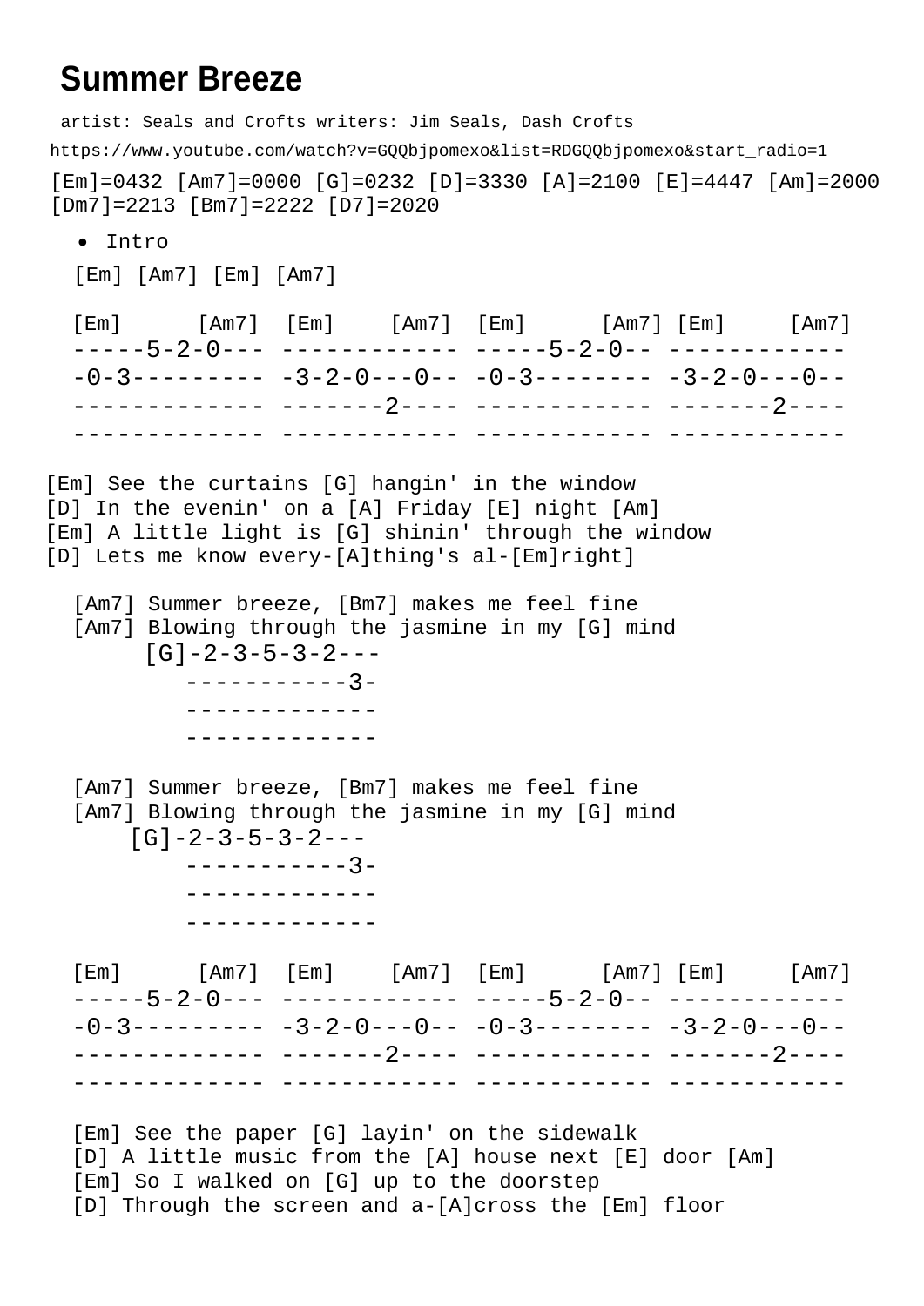# Summer Breeze

artist: Seals and Crofts writers: Jim Seals, Dash Crofts

https://www.youtube.com/watch?v=GQQbjpomexo&list=RDGQQbjpomexo&start_radio=1

[Em]=0432 [Am7]=0000 [G]=0232 [D]=3330 [A]=2100 [E]=4447 [Am]=2000 [Dm7]=2213 [Bm7]=2222 [D7]=2020

- Intro

[Em] [Am7] [Em] [Am7]

```
[Em]      [Am7]  [Em]    [Am7]  [Em]      [Am7] [Em]     [Am7]
-----5-2-0--- ------------ -----5-2-0-- ------------
-0-3--------- -3-2-0---0-- -0-3-------- -3-2-0---0--
------------- -------2---- ------------ -------2----
------------- ------------ ------------ ------------
```

[Em] See the curtains [G] hangin' in the window
[D] In the evenin' on a [A] Friday [E] night [Am]
[Em] A little light is [G] shinin' through the window
[D] Lets me know every-[A]thing's al-[Em]right]

[Am7] Summer breeze, [Bm7] makes me feel fine
[Am7] Blowing through the jasmine in my [G] mind

```
     [G]-2-3-5-3-2---
        -----------3-
        -------------
        -------------
```

[Am7] Summer breeze, [Bm7] makes me feel fine
[Am7] Blowing through the jasmine in my [G] mind

```
    [G]-2-3-5-3-2---
        -----------3-
        -------------
        -------------
```

```
[Em]      [Am7]  [Em]    [Am7]  [Em]      [Am7] [Em]     [Am7]
-----5-2-0--- ------------ -----5-2-0-- ------------
-0-3--------- -3-2-0---0-- -0-3-------- -3-2-0---0--
------------- -------2---- ------------ -------2----
------------- ------------ ------------ ------------
```

[Em] See the paper [G] layin' on the sidewalk
[D] A little music from the [A] house next [E] door [Am]
[Em] So I walked on [G] up to the doorstep
[D] Through the screen and a-[A]cross the [Em] floor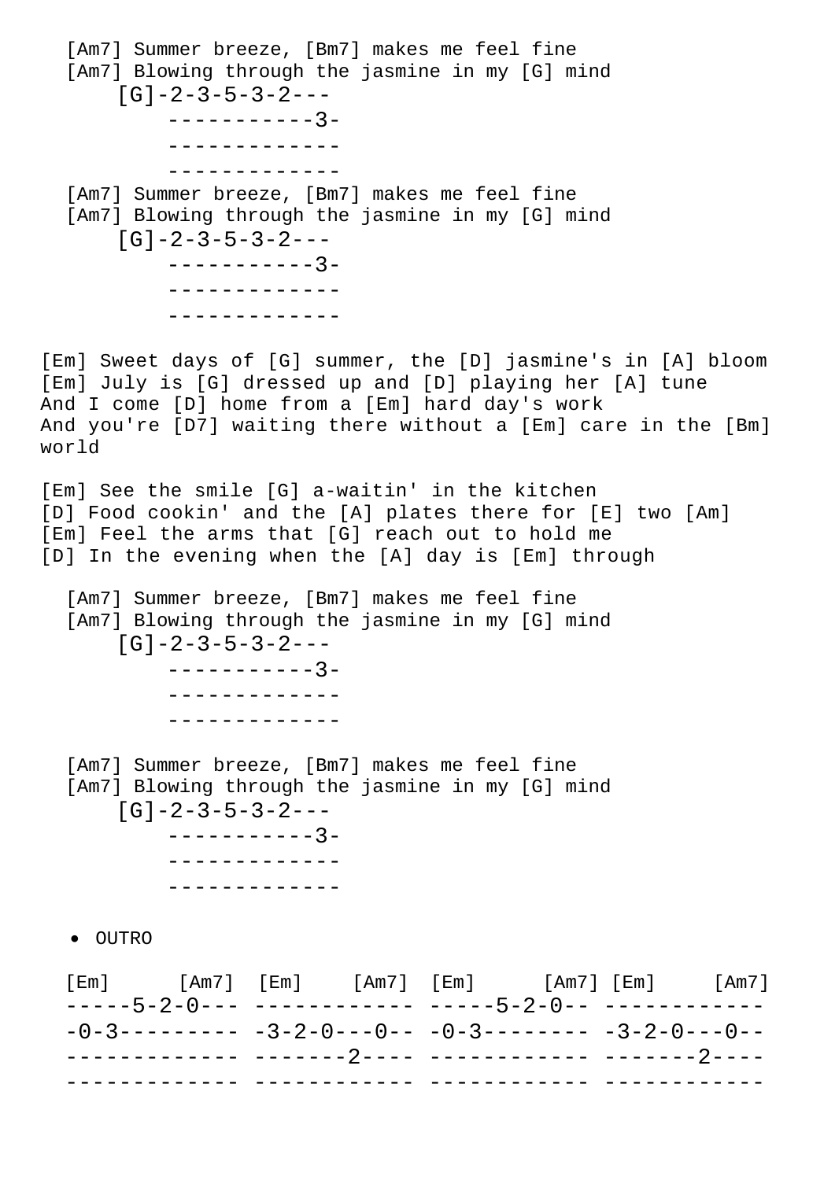```
  [Am7] Summer breeze, [Bm7] makes me feel fine
  [Am7] Blowing through the jasmine in my [G] mind
      [G]-2-3-5-3-2---
         -----------3-
         -------------
         -------------
  [Am7] Summer breeze, [Bm7] makes me feel fine
  [Am7] Blowing through the jasmine in my [G] mind
      [G]-2-3-5-3-2---
         -----------3-
         -------------
         -------------

[Em] Sweet days of [G] summer, the [D] jasmine's in [A] bloom
[Em] July is [G] dressed up and [D] playing her [A] tune
And I come [D] home from a [Em] hard day's work
And you're [D7] waiting there without a [Em] care in the [Bm]
world

[Em] See the smile [G] a-waitin' in the kitchen
[D] Food cookin' and the [A] plates there for [E] two [Am]
[Em] Feel the arms that [G] reach out to hold me
[D] In the evening when the [A] day is [Em] through

  [Am7] Summer breeze, [Bm7] makes me feel fine
  [Am7] Blowing through the jasmine in my [G] mind
      [G]-2-3-5-3-2---
         -----------3-
         -------------
         -------------

  [Am7] Summer breeze, [Bm7] makes me feel fine
  [Am7] Blowing through the jasmine in my [G] mind
      [G]-2-3-5-3-2---
         -----------3-
         -------------
         -------------
```

- OUTRO

```
[Em]      [Am7]  [Em]     [Am7]  [Em]      [Am7] [Em]     [Am7]
-----5-2-0--- ------------ -----5-2-0-- ------------
-0-3--------- -3-2-0---0-- -0-3-------- -3-2-0---0--
------------- -------2---- ------------ -------2----
------------- ------------ ------------ ------------
```